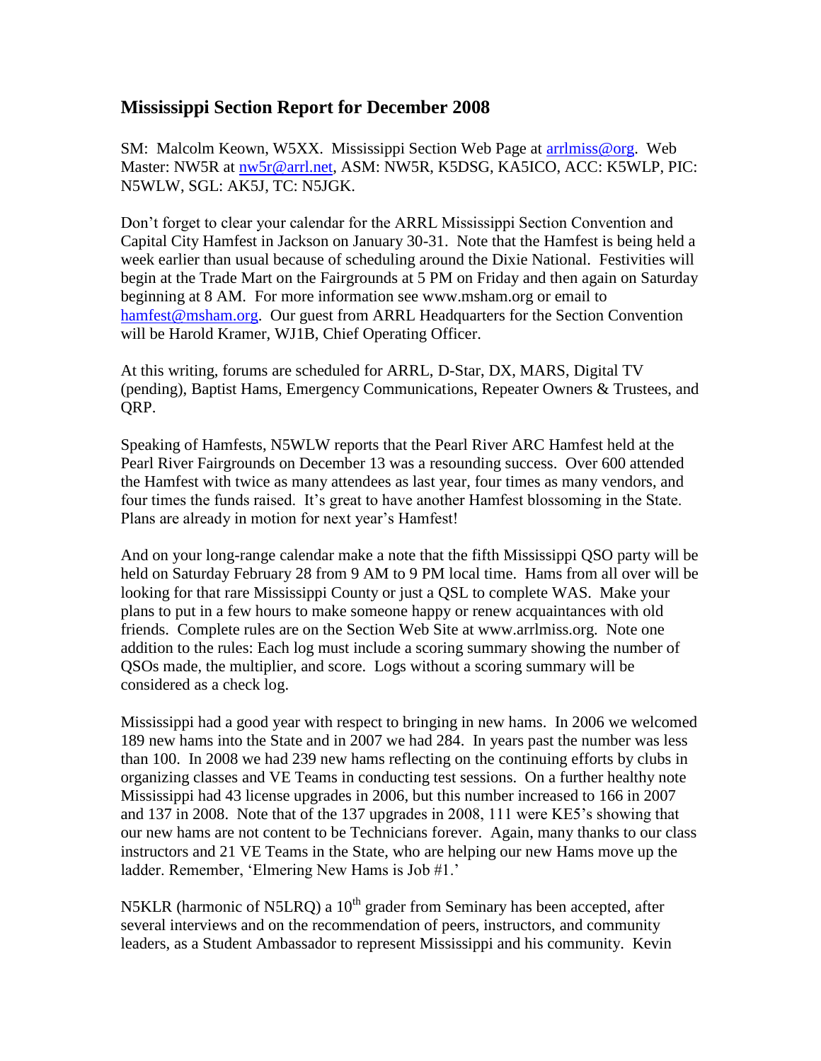## Mississippi Section Report for December 2008

SM: Malcolm Keown, W5XX. Mississippi Section Web Page at arrlmiss@org. Web Master: NW5R at nw5r@arrl.net, ASM: NW5R, K5DSG, KA5ICO, ACC: K5WLP, PIC: N5WLW, SGL: AK5J, TC: N5JGK.

Don't forget to clear your calendar for the ARRL Mississippi Section Convention and Capital City Hamfest in Jackson on January 30-31. Note that the Hamfest is being held a week earlier than usual because of scheduling around the Dixie National. Festivities will begin at the Trade Mart on the Fairgrounds at 5 PM on Friday and then again on Saturday beginning at 8 AM. For more information see www.msham.org or email to hamfest@msham.org. Our guest from ARRL Headquarters for the Section Convention will be Harold Kramer, WJ1B, Chief Operating Officer.

At this writing, forums are scheduled for ARRL, D-Star, DX, MARS, Digital TV (pending), Baptist Hams, Emergency Communications, Repeater Owners & Trustees, and QRP.

Speaking of Hamfests, N5WLW reports that the Pearl River ARC Hamfest held at the Pearl River Fairgrounds on December 13 was a resounding success. Over 600 attended the Hamfest with twice as many attendees as last year, four times as many vendors, and four times the funds raised. It's great to have another Hamfest blossoming in the State. Plans are already in motion for next year's Hamfest!

And on your long-range calendar make a note that the fifth Mississippi QSO party will be held on Saturday February 28 from 9 AM to 9 PM local time. Hams from all over will be looking for that rare Mississippi County or just a QSL to complete WAS. Make your plans to put in a few hours to make someone happy or renew acquaintances with old friends. Complete rules are on the Section Web Site at www.arrlmiss.org. Note one addition to the rules: Each log must include a scoring summary showing the number of QSOs made, the multiplier, and score. Logs without a scoring summary will be considered as a check log.

Mississippi had a good year with respect to bringing in new hams. In 2006 we welcomed 189 new hams into the State and in 2007 we had 284. In years past the number was less than 100. In 2008 we had 239 new hams reflecting on the continuing efforts by clubs in organizing classes and VE Teams in conducting test sessions. On a further healthy note Mississippi had 43 license upgrades in 2006, but this number increased to 166 in 2007 and 137 in 2008. Note that of the 137 upgrades in 2008, 111 were KE5's showing that our new hams are not content to be Technicians forever. Again, many thanks to our class instructors and 21 VE Teams in the State, who are helping our new Hams move up the ladder. Remember, 'Elmering New Hams is Job #1.'

N5KLR (harmonic of N5LRQ) a 10th grader from Seminary has been accepted, after several interviews and on the recommendation of peers, instructors, and community leaders, as a Student Ambassador to represent Mississippi and his community. Kevin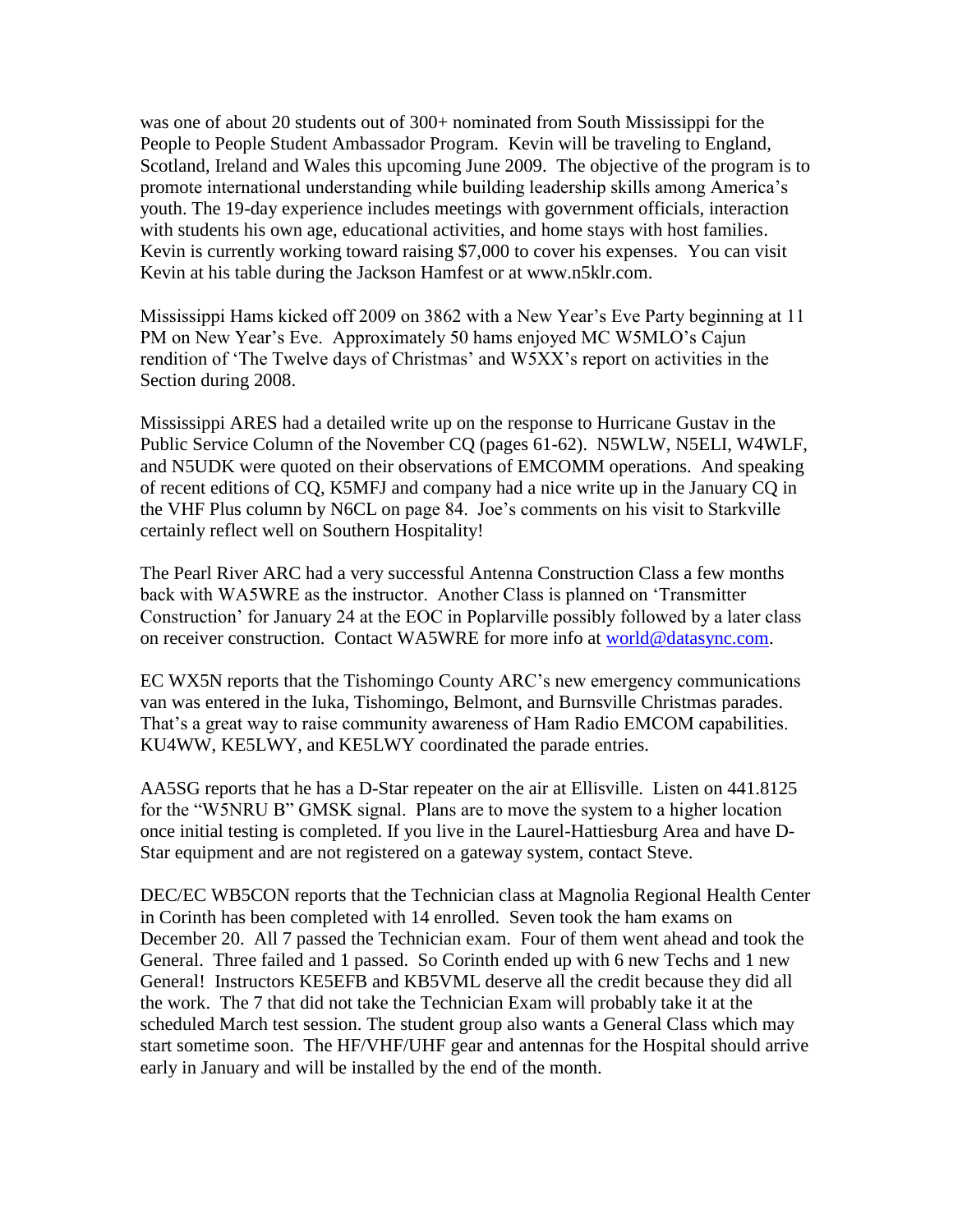was one of about 20 students out of 300+ nominated from South Mississippi for the People to People Student Ambassador Program. Kevin will be traveling to England, Scotland, Ireland and Wales this upcoming June 2009. The objective of the program is to promote international understanding while building leadership skills among America's youth. The 19-day experience includes meetings with government officials, interaction with students his own age, educational activities, and home stays with host families. Kevin is currently working toward raising $7,000 to cover his expenses. You can visit Kevin at his table during the Jackson Hamfest or at www.n5klr.com.

Mississippi Hams kicked off 2009 on 3862 with a New Year's Eve Party beginning at 11 PM on New Year's Eve. Approximately 50 hams enjoyed MC W5MLO's Cajun rendition of 'The Twelve days of Christmas' and W5XX's report on activities in the Section during 2008.

Mississippi ARES had a detailed write up on the response to Hurricane Gustav in the Public Service Column of the November CQ (pages 61-62). N5WLW, N5ELI, W4WLF, and N5UDK were quoted on their observations of EMCOMM operations. And speaking of recent editions of CQ, K5MFJ and company had a nice write up in the January CQ in the VHF Plus column by N6CL on page 84. Joe's comments on his visit to Starkville certainly reflect well on Southern Hospitality!

The Pearl River ARC had a very successful Antenna Construction Class a few months back with WA5WRE as the instructor. Another Class is planned on 'Transmitter Construction' for January 24 at the EOC in Poplarville possibly followed by a later class on receiver construction. Contact WA5WRE for more info at [world@datasync.com](mailto:world@datasync.com).

EC WX5N reports that the Tishomingo County ARC's new emergency communications van was entered in the Iuka, Tishomingo, Belmont, and Burnsville Christmas parades. That's a great way to raise community awareness of Ham Radio EMCOM capabilities. KU4WW, KE5LWY, and KE5LWY coordinated the parade entries.

AA5SG reports that he has a D-Star repeater on the air at Ellisville. Listen on 441.8125 for the "W5NRU B" GMSK signal. Plans are to move the system to a higher location once initial testing is completed. If you live in the Laurel-Hattiesburg Area and have D-Star equipment and are not registered on a gateway system, contact Steve.

DEC/EC WB5CON reports that the Technician class at Magnolia Regional Health Center in Corinth has been completed with 14 enrolled. Seven took the ham exams on December 20. All 7 passed the Technician exam. Four of them went ahead and took the General. Three failed and 1 passed. So Corinth ended up with 6 new Techs and 1 new General! Instructors KE5EFB and KB5VML deserve all the credit because they did all the work. The 7 that did not take the Technician Exam will probably take it at the scheduled March test session. The student group also wants a General Class which may start sometime soon. The HF/VHF/UHF gear and antennas for the Hospital should arrive early in January and will be installed by the end of the month.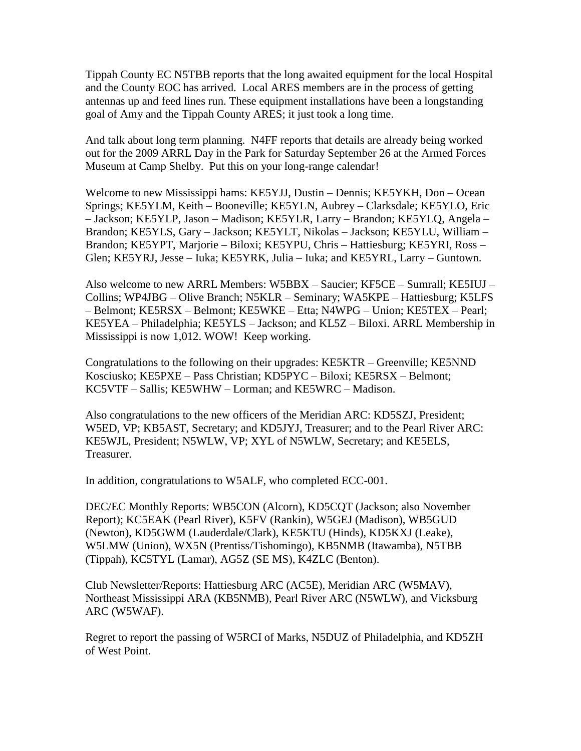Tippah County EC N5TBB reports that the long awaited equipment for the local Hospital and the County EOC has arrived. Local ARES members are in the process of getting antennas up and feed lines run. These equipment installations have been a longstanding goal of Amy and the Tippah County ARES; it just took a long time.

And talk about long term planning. N4FF reports that details are already being worked out for the 2009 ARRL Day in the Park for Saturday September 26 at the Armed Forces Museum at Camp Shelby. Put this on your long-range calendar!

Welcome to new Mississippi hams: KE5YJJ, Dustin – Dennis; KE5YKH, Don – Ocean Springs; KE5YLM, Keith – Booneville; KE5YLN, Aubrey – Clarksdale; KE5YLO, Eric – Jackson; KE5YLP, Jason – Madison; KE5YLR, Larry – Brandon; KE5YLQ, Angela – Brandon; KE5YLS, Gary – Jackson; KE5YLT, Nikolas – Jackson; KE5YLU, William – Brandon; KE5YPT, Marjorie – Biloxi; KE5YPU, Chris – Hattiesburg; KE5YRI, Ross – Glen; KE5YRJ, Jesse – Iuka; KE5YRK, Julia – Iuka; and KE5YRL, Larry – Guntown.

Also welcome to new ARRL Members: W5BBX – Saucier; KF5CE – Sumrall; KE5IUJ – Collins; WP4JBG – Olive Branch; N5KLR – Seminary; WA5KPE – Hattiesburg; K5LFS – Belmont; KE5RSX – Belmont; KE5WKE – Etta; N4WPG – Union; KE5TEX – Pearl; KE5YEA – Philadelphia; KE5YLS – Jackson; and KL5Z – Biloxi. ARRL Membership in Mississippi is now 1,012. WOW! Keep working.

Congratulations to the following on their upgrades: KE5KTR – Greenville; KE5NND Kosciusko; KE5PXE – Pass Christian; KD5PYC – Biloxi; KE5RSX – Belmont; KC5VTF – Sallis; KE5WHW – Lorman; and KE5WRC – Madison.

Also congratulations to the new officers of the Meridian ARC: KD5SZJ, President; W5ED, VP; KB5AST, Secretary; and KD5JYJ, Treasurer; and to the Pearl River ARC: KE5WJL, President; N5WLW, VP; XYL of N5WLW, Secretary; and KE5ELS, Treasurer.

In addition, congratulations to W5ALF, who completed ECC-001.

DEC/EC Monthly Reports: WB5CON (Alcorn), KD5CQT (Jackson; also November Report); KC5EAK (Pearl River), K5FV (Rankin), W5GEJ (Madison), WB5GUD (Newton), KD5GWM (Lauderdale/Clark), KE5KTU (Hinds), KD5KXJ (Leake), W5LMW (Union), WX5N (Prentiss/Tishomingo), KB5NMB (Itawamba), N5TBB (Tippah), KC5TYL (Lamar), AG5Z (SE MS), K4ZLC (Benton).

Club Newsletter/Reports: Hattiesburg ARC (AC5E), Meridian ARC (W5MAV), Northeast Mississippi ARA (KB5NMB), Pearl River ARC (N5WLW), and Vicksburg ARC (W5WAF).

Regret to report the passing of W5RCI of Marks, N5DUZ of Philadelphia, and KD5ZH of West Point.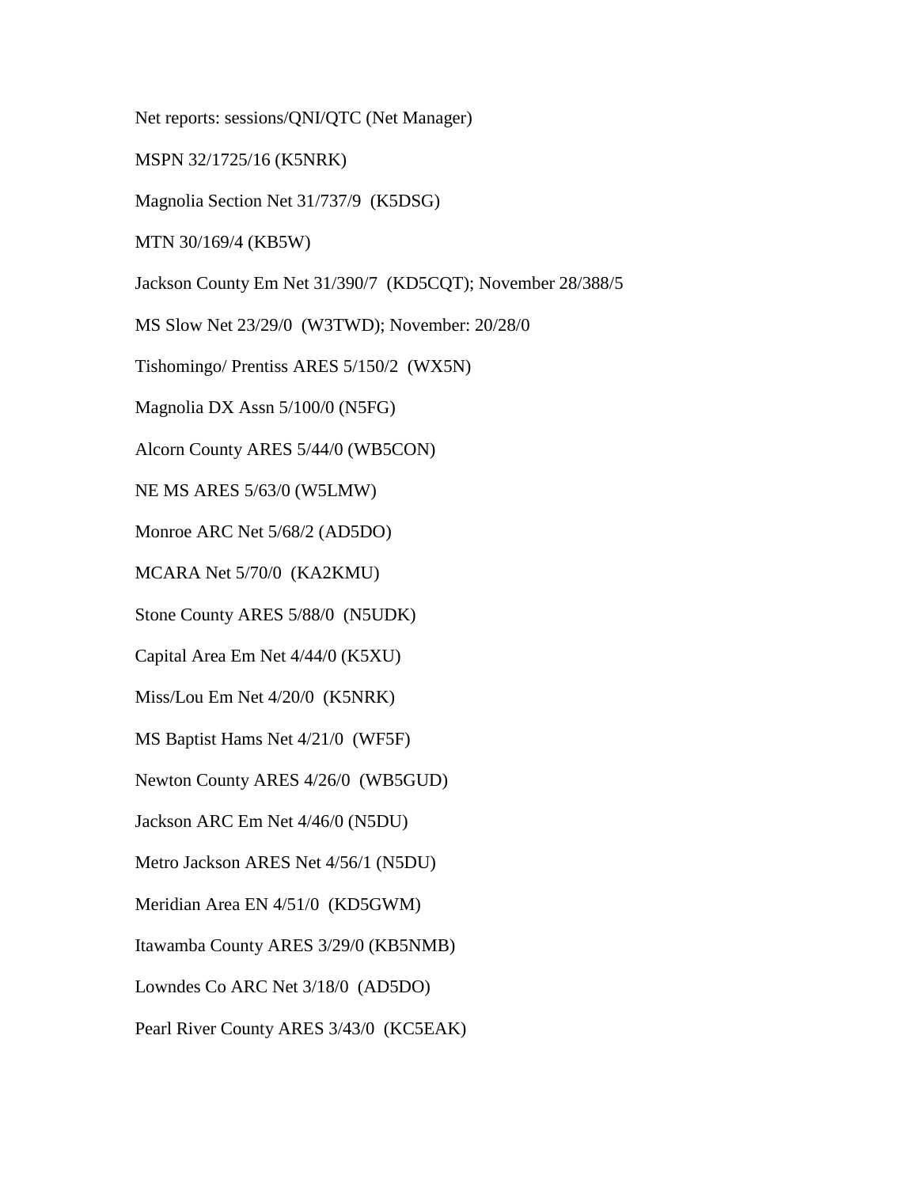Net reports: sessions/QNI/QTC (Net Manager)

MSPN 32/1725/16 (K5NRK)

Magnolia Section Net 31/737/9 (K5DSG)

MTN 30/169/4 (KB5W)

Jackson County Em Net 31/390/7 (KD5CQT); November 28/388/5

MS Slow Net 23/29/0 (W3TWD); November: 20/28/0

Tishomingo/ Prentiss ARES 5/150/2 (WX5N)

Magnolia DX Assn 5/100/0 (N5FG)

Alcorn County ARES 5/44/0 (WB5CON)

NE MS ARES 5/63/0 (W5LMW)

Monroe ARC Net 5/68/2 (AD5DO)

MCARA Net 5/70/0 (KA2KMU)

Stone County ARES 5/88/0 (N5UDK)

Capital Area Em Net 4/44/0 (K5XU)

Miss/Lou Em Net 4/20/0 (K5NRK)

MS Baptist Hams Net 4/21/0 (WF5F)

Newton County ARES 4/26/0 (WB5GUD)

Jackson ARC Em Net 4/46/0 (N5DU)

Metro Jackson ARES Net 4/56/1 (N5DU)

Meridian Area EN 4/51/0 (KD5GWM)

Itawamba County ARES 3/29/0 (KB5NMB)

Lowndes Co ARC Net 3/18/0 (AD5DO)

Pearl River County ARES 3/43/0 (KC5EAK)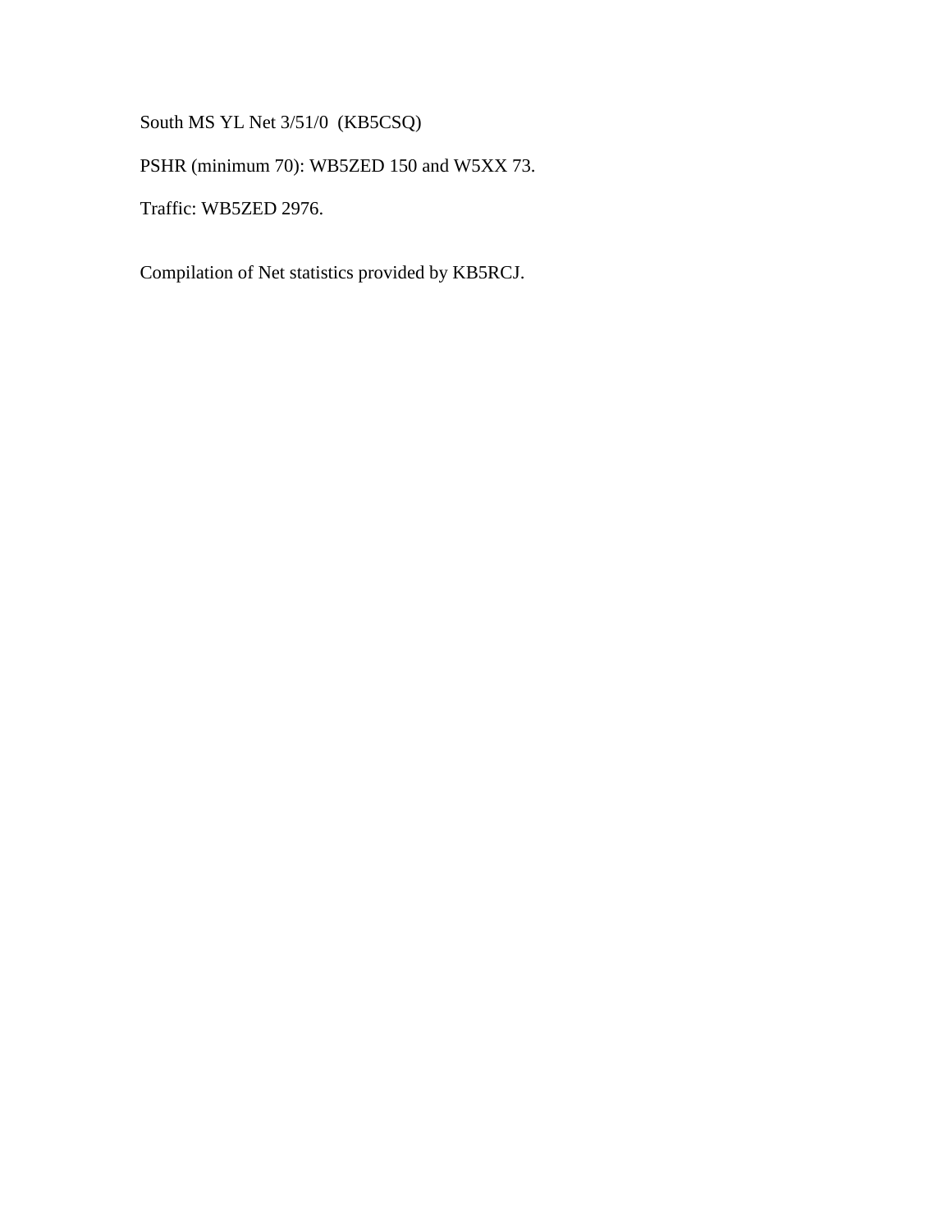South MS YL Net 3/51/0 (KB5CSQ)

PSHR (minimum 70): WB5ZED 150 and W5XX 73.

Traffic: WB5ZED 2976.

Compilation of Net statistics provided by KB5RCJ.